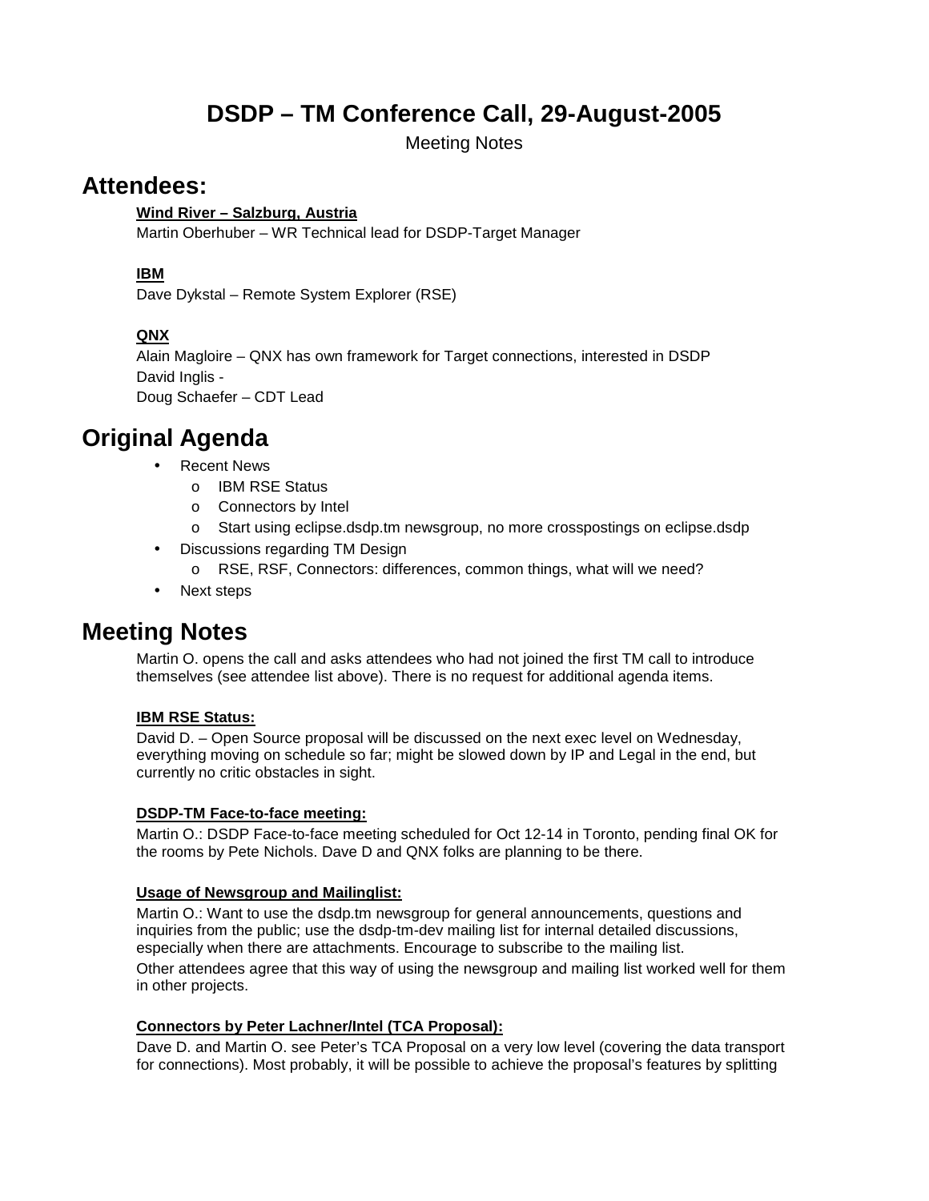# DSDP – TM Conference Call, 29-August-2005

Meeting Notes

## Attendees:

**Wind River – Salzburg, Austria**
Martin Oberhuber – WR Technical lead for DSDP-Target Manager

**IBM**
Dave Dykstal – Remote System Explorer (RSE)

**QNX**
Alain Magloire – QNX has own framework for Target connections, interested in DSDP
David Inglis -
Doug Schaefer – CDT Lead

## Original Agenda

- Recent News
  - IBM RSE Status
  - Connectors by Intel
  - Start using eclipse.dsdp.tm newsgroup, no more crosspostings on eclipse.dsdp
- Discussions regarding TM Design
  - RSE, RSF, Connectors: differences, common things, what will we need?
- Next steps

## Meeting Notes

Martin O. opens the call and asks attendees who had not joined the first TM call to introduce themselves (see attendee list above). There is no request for additional agenda items.

**IBM RSE Status:**

David D. – Open Source proposal will be discussed on the next exec level on Wednesday, everything moving on schedule so far; might be slowed down by IP and Legal in the end, but currently no critic obstacles in sight.

**DSDP-TM Face-to-face meeting:**

Martin O.: DSDP Face-to-face meeting scheduled for Oct 12-14 in Toronto, pending final OK for the rooms by Pete Nichols. Dave D and QNX folks are planning to be there.

**Usage of Newsgroup and Mailinglist:**

Martin O.: Want to use the dsdp.tm newsgroup for general announcements, questions and inquiries from the public; use the dsdp-tm-dev mailing list for internal detailed discussions, especially when there are attachments. Encourage to subscribe to the mailing list.

Other attendees agree that this way of using the newsgroup and mailing list worked well for them in other projects.

**Connectors by Peter Lachner/Intel (TCA Proposal):**

Dave D. and Martin O. see Peter's TCA Proposal on a very low level (covering the data transport for connections). Most probably, it will be possible to achieve the proposal's features by splitting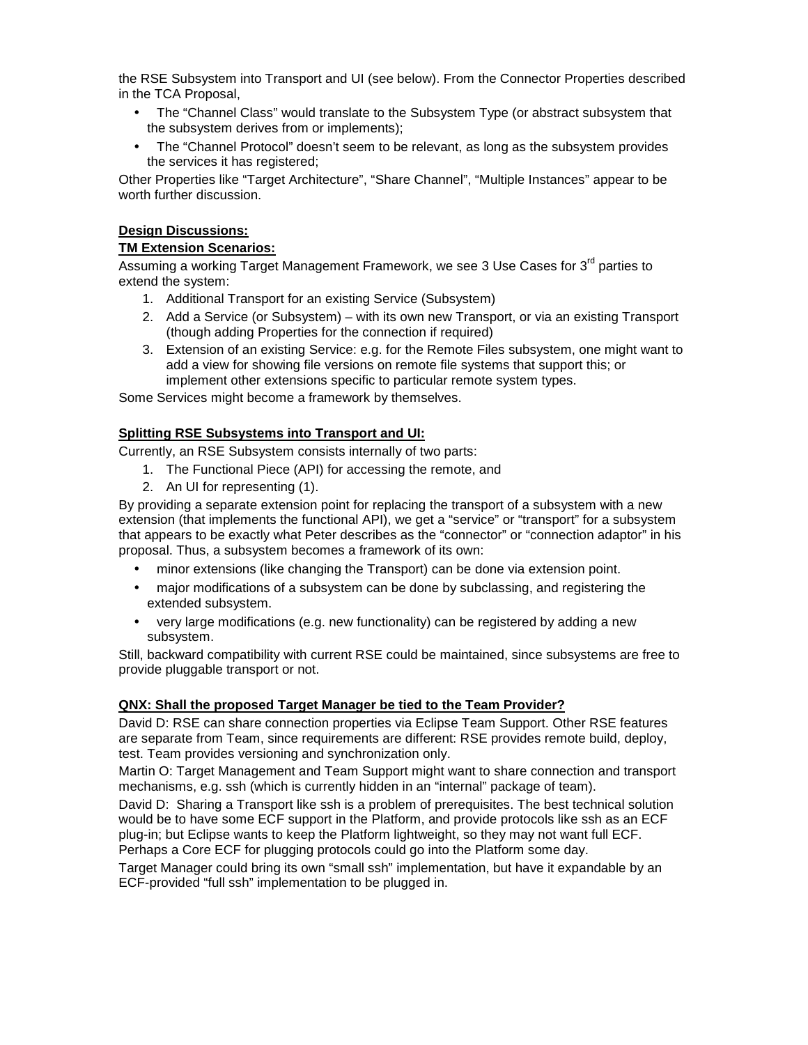the RSE Subsystem into Transport and UI (see below). From the Connector Properties described in the TCA Proposal,

- The “Channel Class” would translate to the Subsystem Type (or abstract subsystem that the subsystem derives from or implements);
- The “Channel Protocol” doesn’t seem to be relevant, as long as the subsystem provides the services it has registered;

Other Properties like “Target Architecture”, “Share Channel”, “Multiple Instances” appear to be worth further discussion.

**Design Discussions:**

**TM Extension Scenarios:**

Assuming a working Target Management Framework, we see 3 Use Cases for 3rd parties to extend the system:

1. Additional Transport for an existing Service (Subsystem)
2. Add a Service (or Subsystem) – with its own new Transport, or via an existing Transport (though adding Properties for the connection if required)
3. Extension of an existing Service: e.g. for the Remote Files subsystem, one might want to add a view for showing file versions on remote file systems that support this; or implement other extensions specific to particular remote system types.

Some Services might become a framework by themselves.

**Splitting RSE Subsystems into Transport and UI:**

Currently, an RSE Subsystem consists internally of two parts:

1. The Functional Piece (API) for accessing the remote, and
2. An UI for representing (1).

By providing a separate extension point for replacing the transport of a subsystem with a new extension (that implements the functional API), we get a “service” or “transport” for a subsystem that appears to be exactly what Peter describes as the “connector” or “connection adaptor” in his proposal. Thus, a subsystem becomes a framework of its own:

- minor extensions (like changing the Transport) can be done via extension point.
- major modifications of a subsystem can be done by subclassing, and registering the extended subsystem.
- very large modifications (e.g. new functionality) can be registered by adding a new subsystem.

Still, backward compatibility with current RSE could be maintained, since subsystems are free to provide pluggable transport or not.

**QNX: Shall the proposed Target Manager be tied to the Team Provider?**

David D: RSE can share connection properties via Eclipse Team Support. Other RSE features are separate from Team, since requirements are different: RSE provides remote build, deploy, test. Team provides versioning and synchronization only.

Martin O: Target Management and Team Support might want to share connection and transport mechanisms, e.g. ssh (which is currently hidden in an “internal” package of team).

David D: Sharing a Transport like ssh is a problem of prerequisites. The best technical solution would be to have some ECF support in the Platform, and provide protocols like ssh as an ECF plug-in; but Eclipse wants to keep the Platform lightweight, so they may not want full ECF. Perhaps a Core ECF for plugging protocols could go into the Platform some day.

Target Manager could bring its own “small ssh” implementation, but have it expandable by an ECF-provided “full ssh” implementation to be plugged in.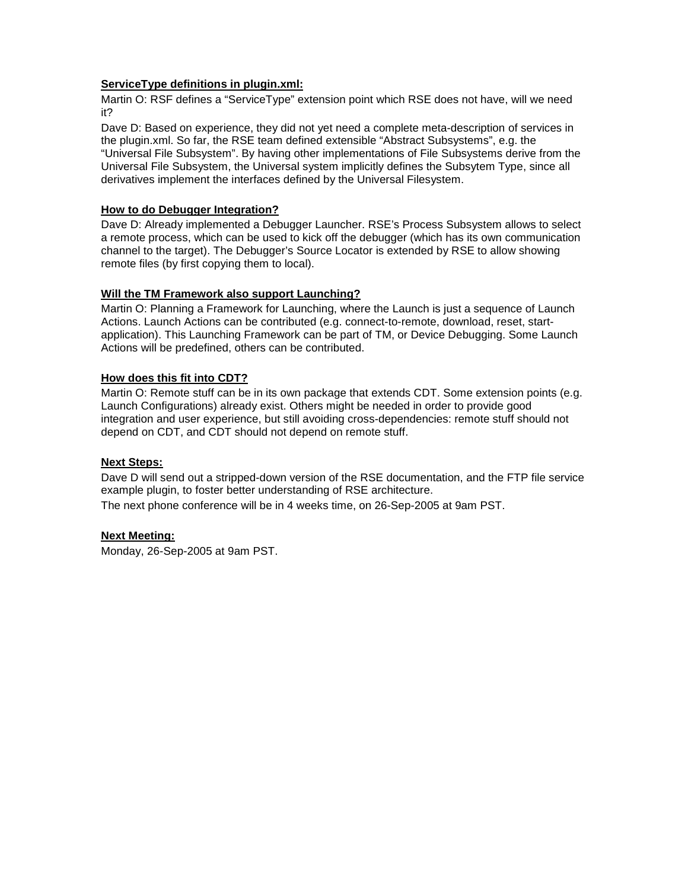**ServiceType definitions in plugin.xml:**

Martin O: RSF defines a "ServiceType" extension point which RSE does not have, will we need it?

Dave D: Based on experience, they did not yet need a complete meta-description of services in the plugin.xml. So far, the RSE team defined extensible "Abstract Subsystems", e.g. the "Universal File Subsystem". By having other implementations of File Subsystems derive from the Universal File Subsystem, the Universal system implicitly defines the Subsytem Type, since all derivatives implement the interfaces defined by the Universal Filesystem.

**How to do Debugger Integration?**

Dave D: Already implemented a Debugger Launcher. RSE's Process Subsystem allows to select a remote process, which can be used to kick off the debugger (which has its own communication channel to the target). The Debugger's Source Locator is extended by RSE to allow showing remote files (by first copying them to local).

**Will the TM Framework also support Launching?**

Martin O: Planning a Framework for Launching, where the Launch is just a sequence of Launch Actions. Launch Actions can be contributed (e.g. connect-to-remote, download, reset, start-application). This Launching Framework can be part of TM, or Device Debugging. Some Launch Actions will be predefined, others can be contributed.

**How does this fit into CDT?**

Martin O: Remote stuff can be in its own package that extends CDT. Some extension points (e.g. Launch Configurations) already exist. Others might be needed in order to provide good integration and user experience, but still avoiding cross-dependencies: remote stuff should not depend on CDT, and CDT should not depend on remote stuff.

**Next Steps:**

Dave D will send out a stripped-down version of the RSE documentation, and the FTP file service example plugin, to foster better understanding of RSE architecture.

The next phone conference will be in 4 weeks time, on 26-Sep-2005 at 9am PST.

**Next Meeting:**

Monday, 26-Sep-2005 at 9am PST.